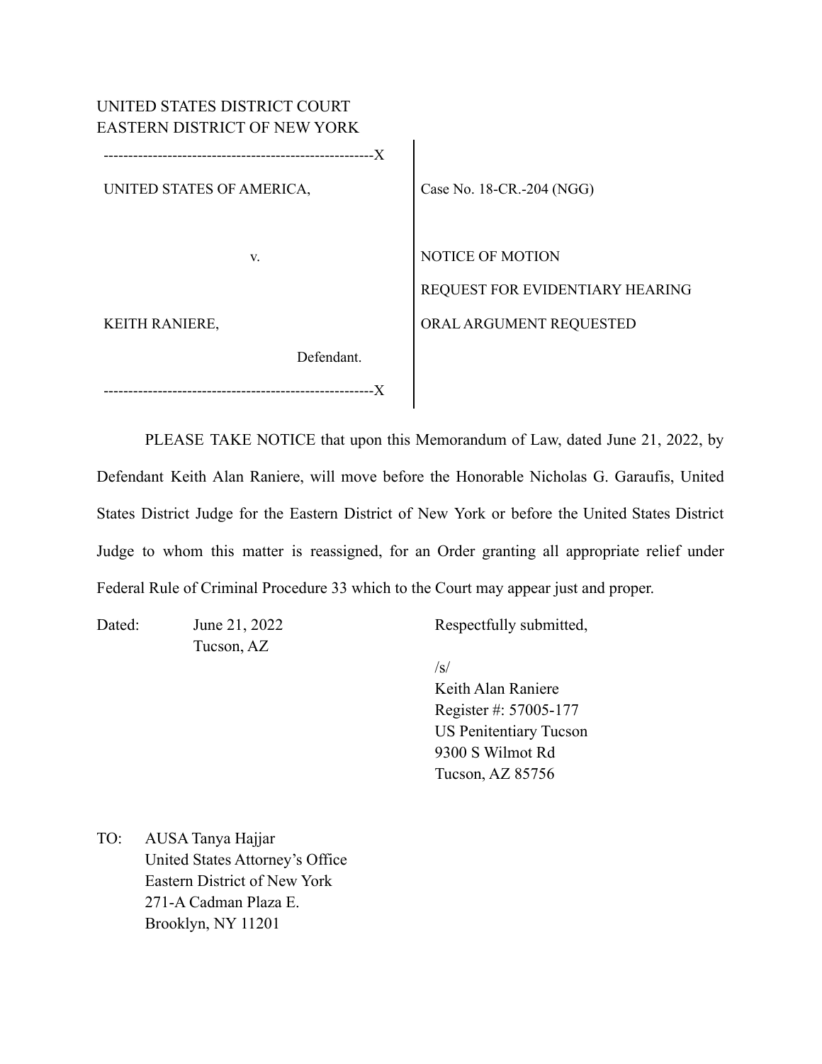UNITED STATES DISTRICT COURT
EASTERN DISTRICT OF NEW YORK

-------------------------------------------------------X

UNITED STATES OF AMERICA,

v.

KEITH RANIERE,

Defendant.

-------------------------------------------------------X

Case No. 18-CR.-204 (NGG)

NOTICE OF MOTION

REQUEST FOR EVIDENTIARY HEARING

ORAL ARGUMENT REQUESTED

PLEASE TAKE NOTICE that upon this Memorandum of Law, dated June 21, 2022, by Defendant Keith Alan Raniere, will move before the Honorable Nicholas G. Garaufis, United States District Judge for the Eastern District of New York or before the United States District Judge to whom this matter is reassigned, for an Order granting all appropriate relief under Federal Rule of Criminal Procedure 33 which to the Court may appear just and proper.

Dated: June 21, 2022
Tucson, AZ

Respectfully submitted,

/s/
Keith Alan Raniere
Register #: 57005-177
US Penitentiary Tucson
9300 S Wilmot Rd
Tucson, AZ 85756

TO: AUSA Tanya Hajjar
United States Attorney's Office
Eastern District of New York
271-A Cadman Plaza E.
Brooklyn, NY 11201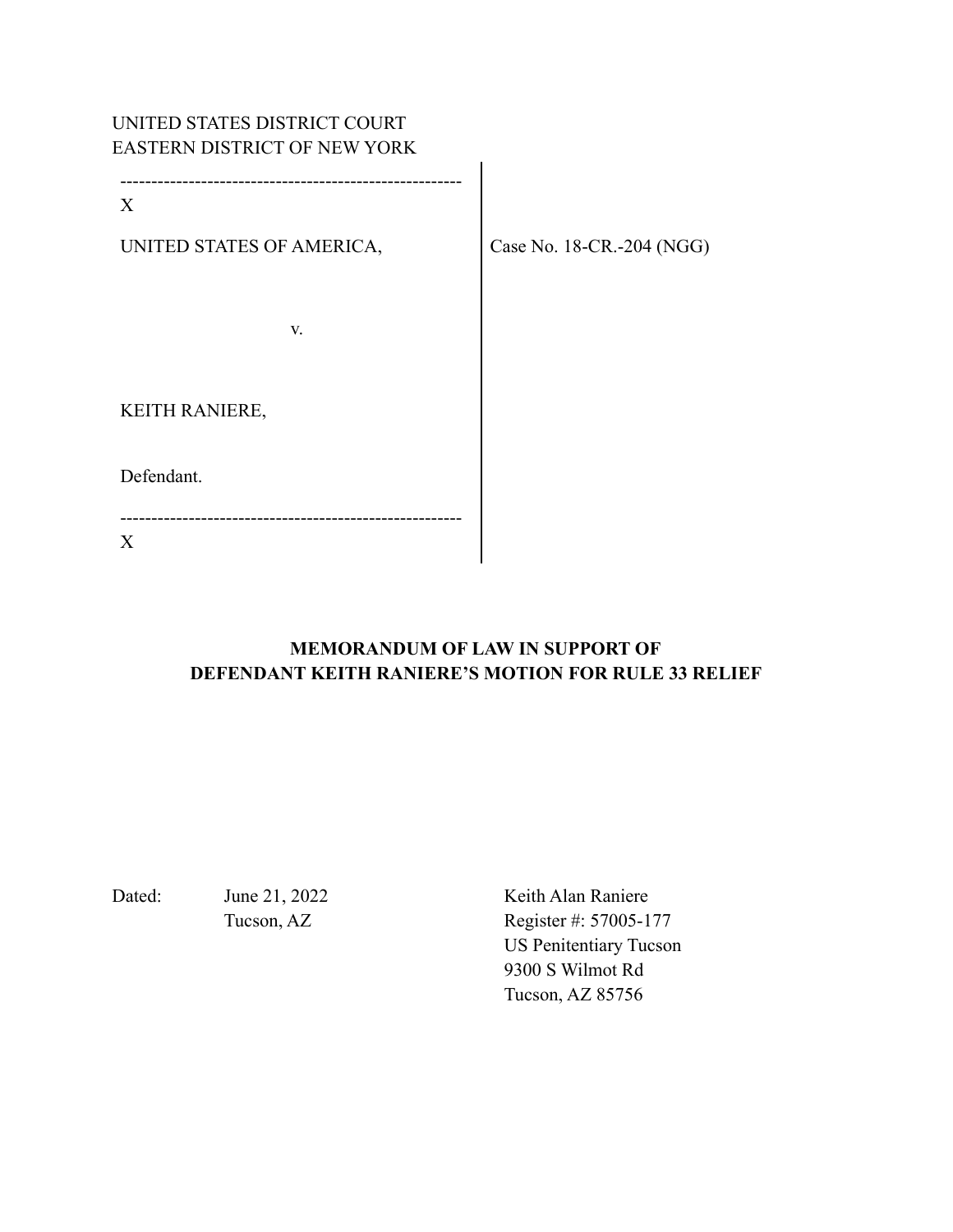UNITED STATES DISTRICT COURT
EASTERN DISTRICT OF NEW YORK

| ------------------------------------------------------- X | |
|---|---|
| UNITED STATES OF AMERICA, | Case No. 18-CR.-204 (NGG) |
| v. | |
| KEITH RANIERE, | |
| Defendant. | |
| ------------------------------------------------------- X | |

**MEMORANDUM OF LAW IN SUPPORT OF DEFENDANT KEITH RANIERE'S MOTION FOR RULE 33 RELIEF**

Dated: June 21, 2022
Tucson, AZ

Keith Alan Raniere
Register #: 57005-177
US Penitentiary Tucson
9300 S Wilmot Rd
Tucson, AZ 85756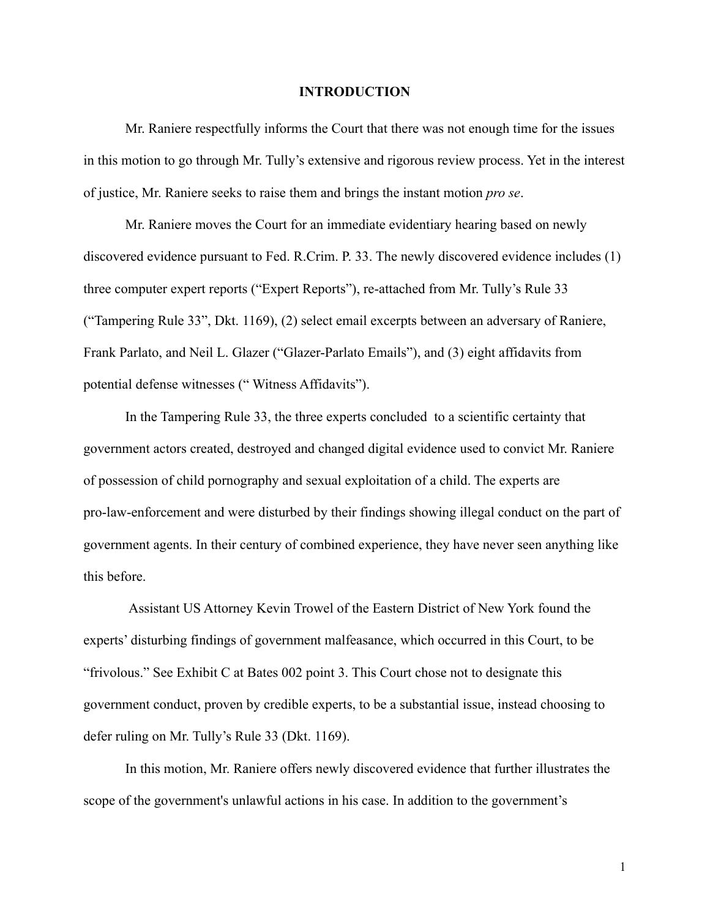# INTRODUCTION

Mr. Raniere respectfully informs the Court that there was not enough time for the issues in this motion to go through Mr. Tully's extensive and rigorous review process. Yet in the interest of justice, Mr. Raniere seeks to raise them and brings the instant motion *pro se*.

Mr. Raniere moves the Court for an immediate evidentiary hearing based on newly discovered evidence pursuant to Fed. R.Crim. P. 33. The newly discovered evidence includes (1) three computer expert reports ("Expert Reports"), re-attached from Mr. Tully's Rule 33 ("Tampering Rule 33", Dkt. 1169), (2) select email excerpts between an adversary of Raniere, Frank Parlato, and Neil L. Glazer ("Glazer-Parlato Emails"), and (3) eight affidavits from potential defense witnesses (" Witness Affidavits").

In the Tampering Rule 33, the three experts concluded to a scientific certainty that government actors created, destroyed and changed digital evidence used to convict Mr. Raniere of possession of child pornography and sexual exploitation of a child. The experts are pro-law-enforcement and were disturbed by their findings showing illegal conduct on the part of government agents. In their century of combined experience, they have never seen anything like this before.

Assistant US Attorney Kevin Trowel of the Eastern District of New York found the experts' disturbing findings of government malfeasance, which occurred in this Court, to be "frivolous." See Exhibit C at Bates 002 point 3. This Court chose not to designate this government conduct, proven by credible experts, to be a substantial issue, instead choosing to defer ruling on Mr. Tully's Rule 33 (Dkt. 1169).

In this motion, Mr. Raniere offers newly discovered evidence that further illustrates the scope of the government's unlawful actions in his case. In addition to the government's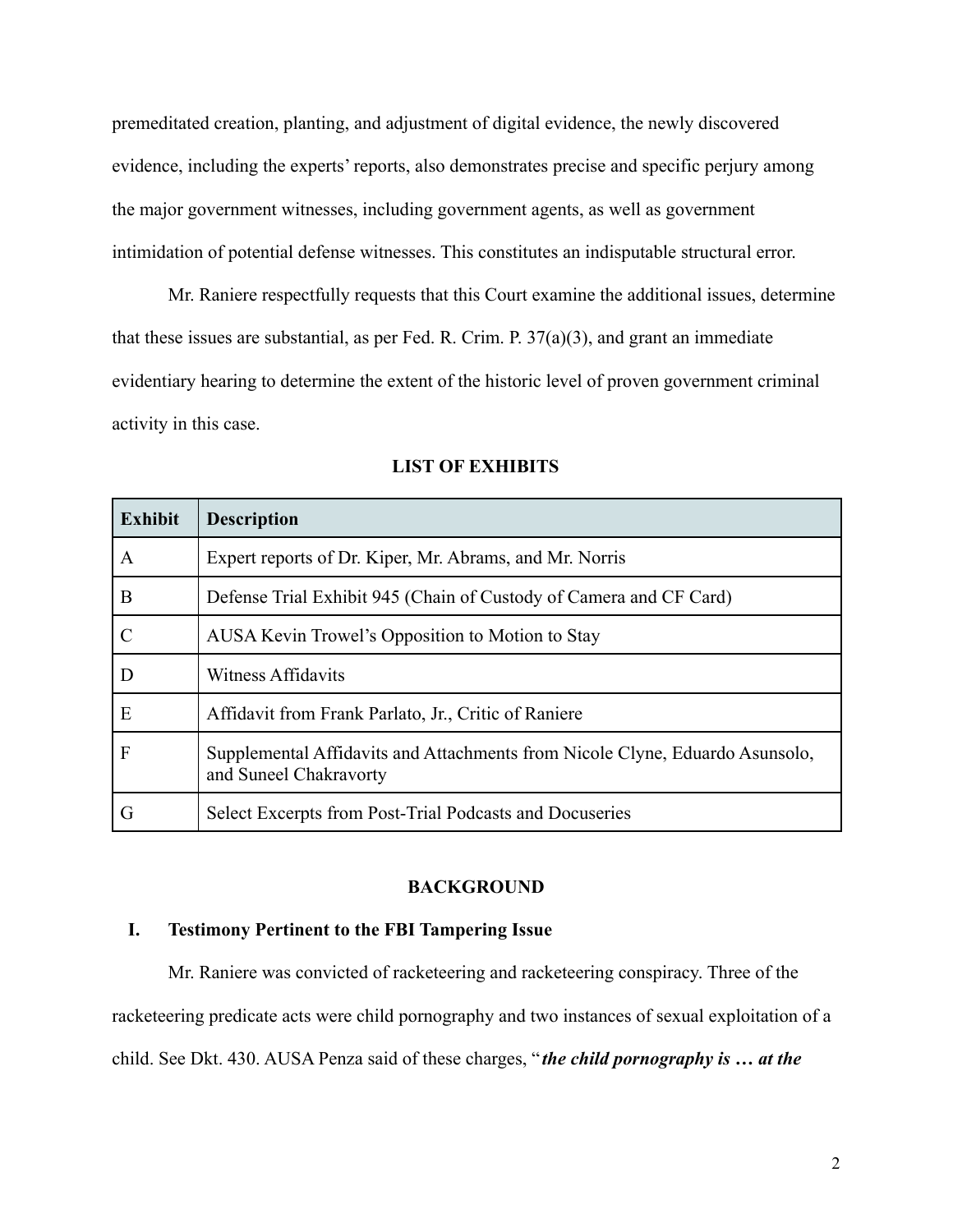premeditated creation, planting, and adjustment of digital evidence, the newly discovered evidence, including the experts' reports, also demonstrates precise and specific perjury among the major government witnesses, including government agents, as well as government intimidation of potential defense witnesses. This constitutes an indisputable structural error.

Mr. Raniere respectfully requests that this Court examine the additional issues, determine that these issues are substantial, as per Fed. R. Crim. P. 37(a)(3), and grant an immediate evidentiary hearing to determine the extent of the historic level of proven government criminal activity in this case.

**LIST OF EXHIBITS**

| Exhibit | Description |
|---|---|
| A | Expert reports of Dr. Kiper, Mr. Abrams, and Mr. Norris |
| B | Defense Trial Exhibit 945 (Chain of Custody of Camera and CF Card) |
| C | AUSA Kevin Trowel's Opposition to Motion to Stay |
| D | Witness Affidavits |
| E | Affidavit from Frank Parlato, Jr., Critic of Raniere |
| F | Supplemental Affidavits and Attachments from Nicole Clyne, Eduardo Asunsolo, and Suneel Chakravorty |
| G | Select Excerpts from Post-Trial Podcasts and Docuseries |

## BACKGROUND

### I. Testimony Pertinent to the FBI Tampering Issue

Mr. Raniere was convicted of racketeering and racketeering conspiracy. Three of the racketeering predicate acts were child pornography and two instances of sexual exploitation of a child. See Dkt. 430. AUSA Penza said of these charges, "***the child pornography is … at the***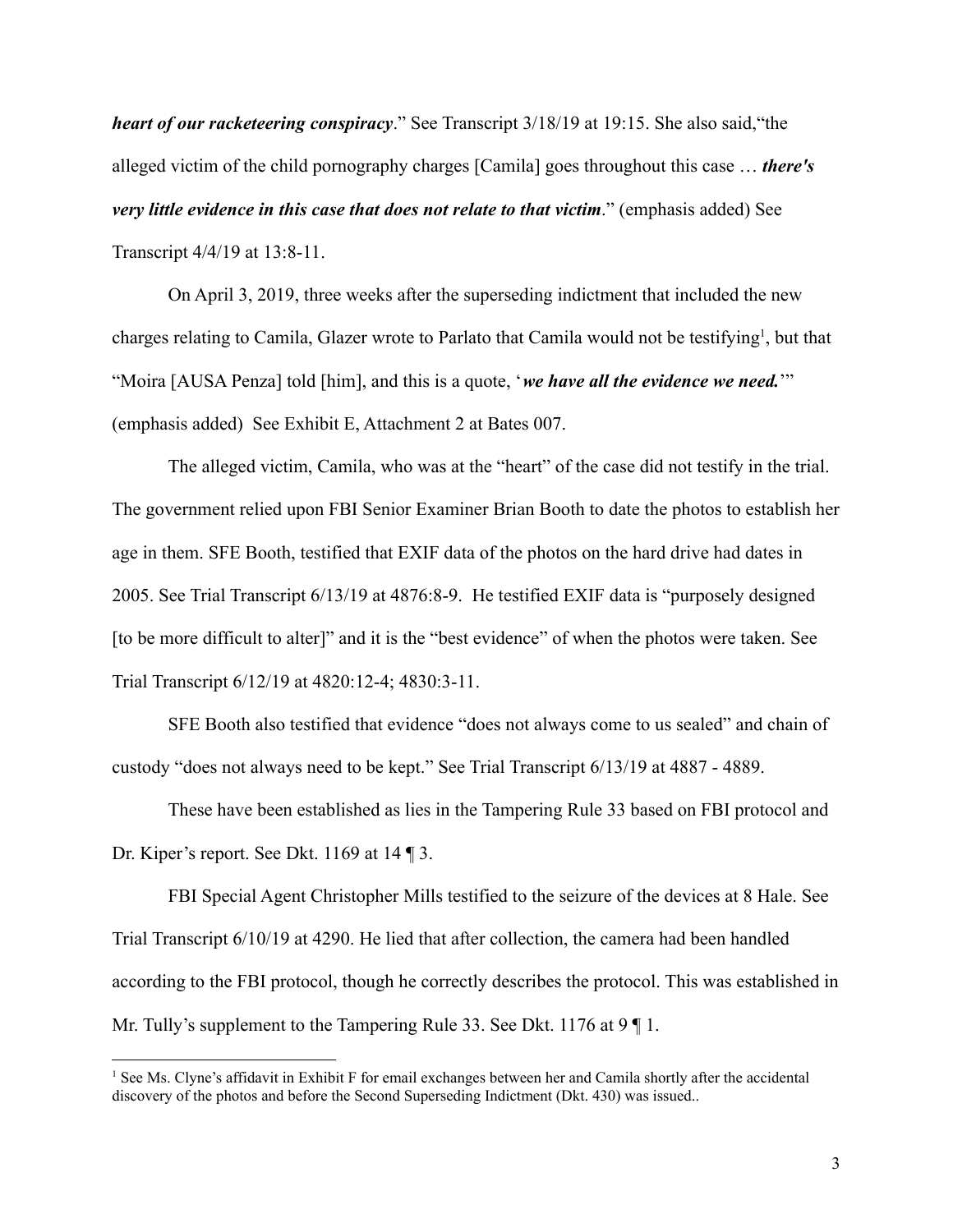***heart of our racketeering conspiracy***." See Transcript 3/18/19 at 19:15. She also said,"the alleged victim of the child pornography charges [Camila] goes throughout this case … ***there's very little evidence in this case that does not relate to that victim***." (emphasis added) See Transcript 4/4/19 at 13:8-11.

On April 3, 2019, three weeks after the superseding indictment that included the new charges relating to Camila, Glazer wrote to Parlato that Camila would not be testifying[1], but that "Moira [AUSA Penza] told [him], and this is a quote, '***we have all the evidence we need.***'" (emphasis added) See Exhibit E, Attachment 2 at Bates 007.

The alleged victim, Camila, who was at the "heart" of the case did not testify in the trial. The government relied upon FBI Senior Examiner Brian Booth to date the photos to establish her age in them. SFE Booth, testified that EXIF data of the photos on the hard drive had dates in 2005. See Trial Transcript 6/13/19 at 4876:8-9. He testified EXIF data is "purposely designed [to be more difficult to alter]" and it is the "best evidence" of when the photos were taken. See Trial Transcript 6/12/19 at 4820:12-4; 4830:3-11.

SFE Booth also testified that evidence "does not always come to us sealed" and chain of custody "does not always need to be kept." See Trial Transcript 6/13/19 at 4887 - 4889.

These have been established as lies in the Tampering Rule 33 based on FBI protocol and Dr. Kiper's report. See Dkt. 1169 at 14 ¶ 3.

FBI Special Agent Christopher Mills testified to the seizure of the devices at 8 Hale. See Trial Transcript 6/10/19 at 4290. He lied that after collection, the camera had been handled according to the FBI protocol, though he correctly describes the protocol. This was established in Mr. Tully's supplement to the Tampering Rule 33. See Dkt. 1176 at 9 ¶ 1.

---

[1] See Ms. Clyne's affidavit in Exhibit F for email exchanges between her and Camila shortly after the accidental discovery of the photos and before the Second Superseding Indictment (Dkt. 430) was issued..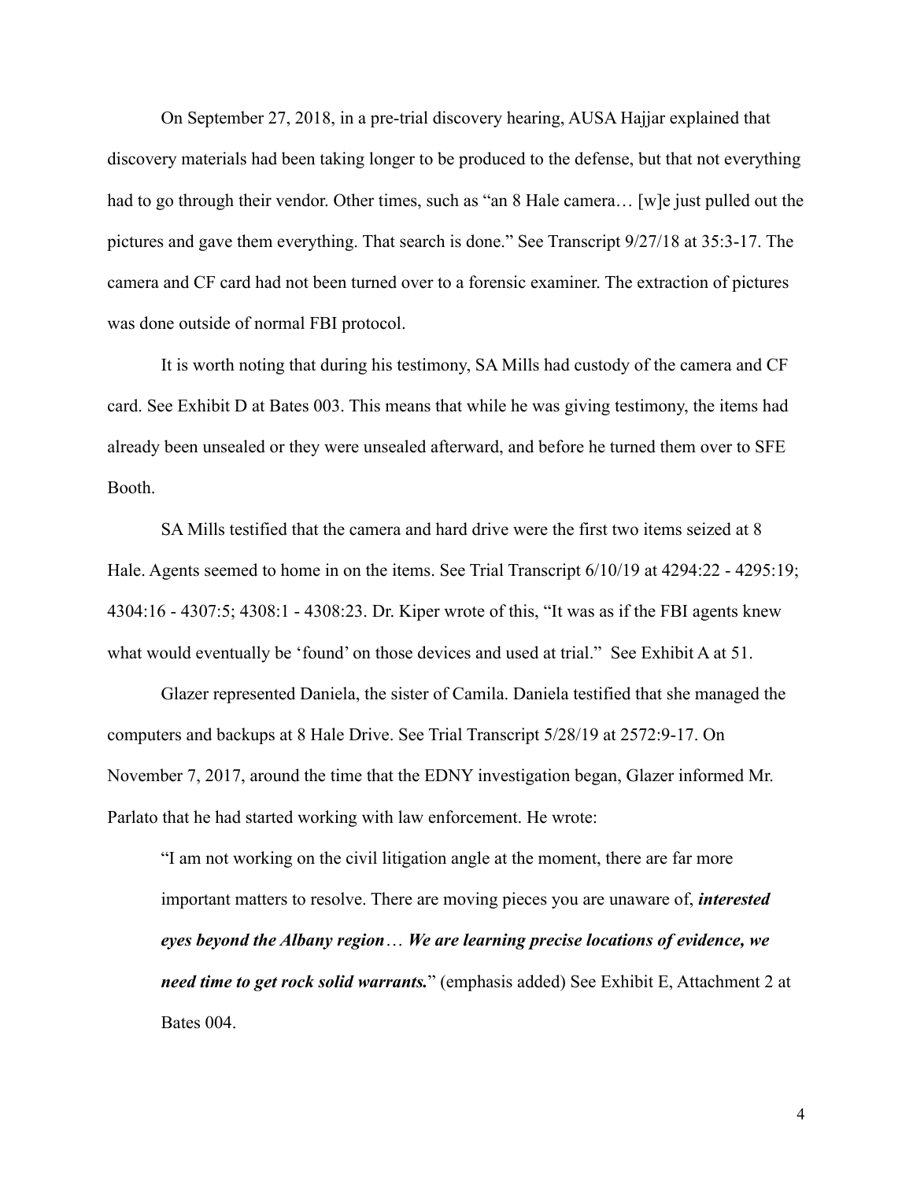On September 27, 2018, in a pre-trial discovery hearing, AUSA Hajjar explained that discovery materials had been taking longer to be produced to the defense, but that not everything had to go through their vendor. Other times, such as "an 8 Hale camera… [w]e just pulled out the pictures and gave them everything. That search is done." See Transcript 9/27/18 at 35:3-17. The camera and CF card had not been turned over to a forensic examiner. The extraction of pictures was done outside of normal FBI protocol.

It is worth noting that during his testimony, SA Mills had custody of the camera and CF card. See Exhibit D at Bates 003. This means that while he was giving testimony, the items had already been unsealed or they were unsealed afterward, and before he turned them over to SFE Booth.

SA Mills testified that the camera and hard drive were the first two items seized at 8 Hale. Agents seemed to home in on the items. See Trial Transcript 6/10/19 at 4294:22 - 4295:19; 4304:16 - 4307:5; 4308:1 - 4308:23. Dr. Kiper wrote of this, "It was as if the FBI agents knew what would eventually be 'found' on those devices and used at trial." See Exhibit A at 51.

Glazer represented Daniela, the sister of Camila. Daniela testified that she managed the computers and backups at 8 Hale Drive. See Trial Transcript 5/28/19 at 2572:9-17. On November 7, 2017, around the time that the EDNY investigation began, Glazer informed Mr. Parlato that he had started working with law enforcement. He wrote:

> "I am not working on the civil litigation angle at the moment, there are far more important matters to resolve. There are moving pieces you are unaware of, ***interested eyes beyond the Albany region****…* ***We are learning precise locations of evidence, we need time to get rock solid warrants.***" (emphasis added) See Exhibit E, Attachment 2 at Bates 004.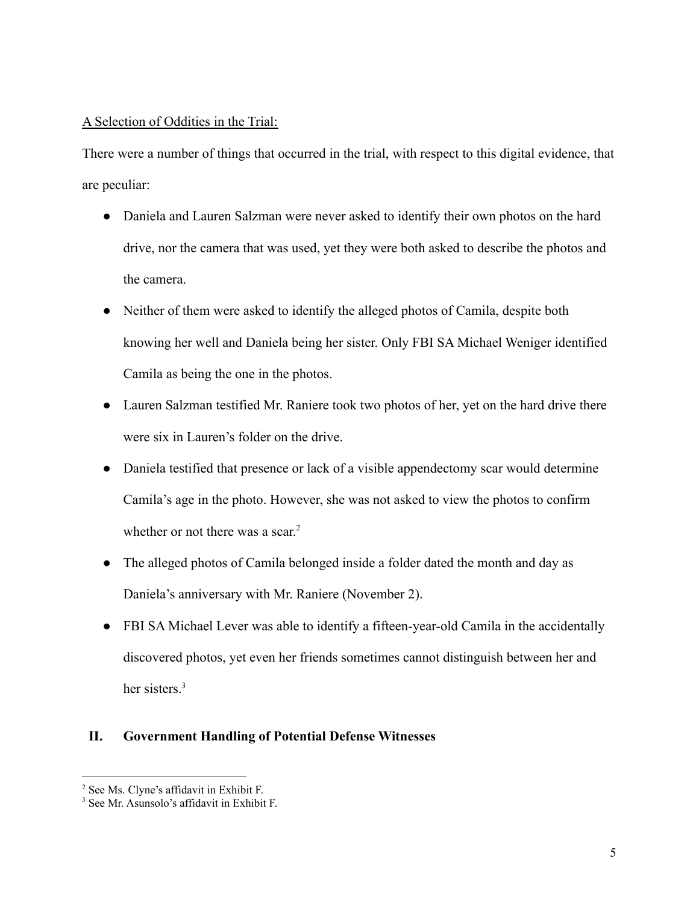A Selection of Oddities in the Trial:

There were a number of things that occurred in the trial, with respect to this digital evidence, that are peculiar:

- Daniela and Lauren Salzman were never asked to identify their own photos on the hard drive, nor the camera that was used, yet they were both asked to describe the photos and the camera.
- Neither of them were asked to identify the alleged photos of Camila, despite both knowing her well and Daniela being her sister. Only FBI SA Michael Weniger identified Camila as being the one in the photos.
- Lauren Salzman testified Mr. Raniere took two photos of her, yet on the hard drive there were six in Lauren's folder on the drive.
- Daniela testified that presence or lack of a visible appendectomy scar would determine Camila's age in the photo. However, she was not asked to view the photos to confirm whether or not there was a scar.[2]
- The alleged photos of Camila belonged inside a folder dated the month and day as Daniela's anniversary with Mr. Raniere (November 2).
- FBI SA Michael Lever was able to identify a fifteen-year-old Camila in the accidentally discovered photos, yet even her friends sometimes cannot distinguish between her and her sisters.[3]

## II. Government Handling of Potential Defense Witnesses

---

[2] See Ms. Clyne's affidavit in Exhibit F.

[3] See Mr. Asunsolo's affidavit in Exhibit F.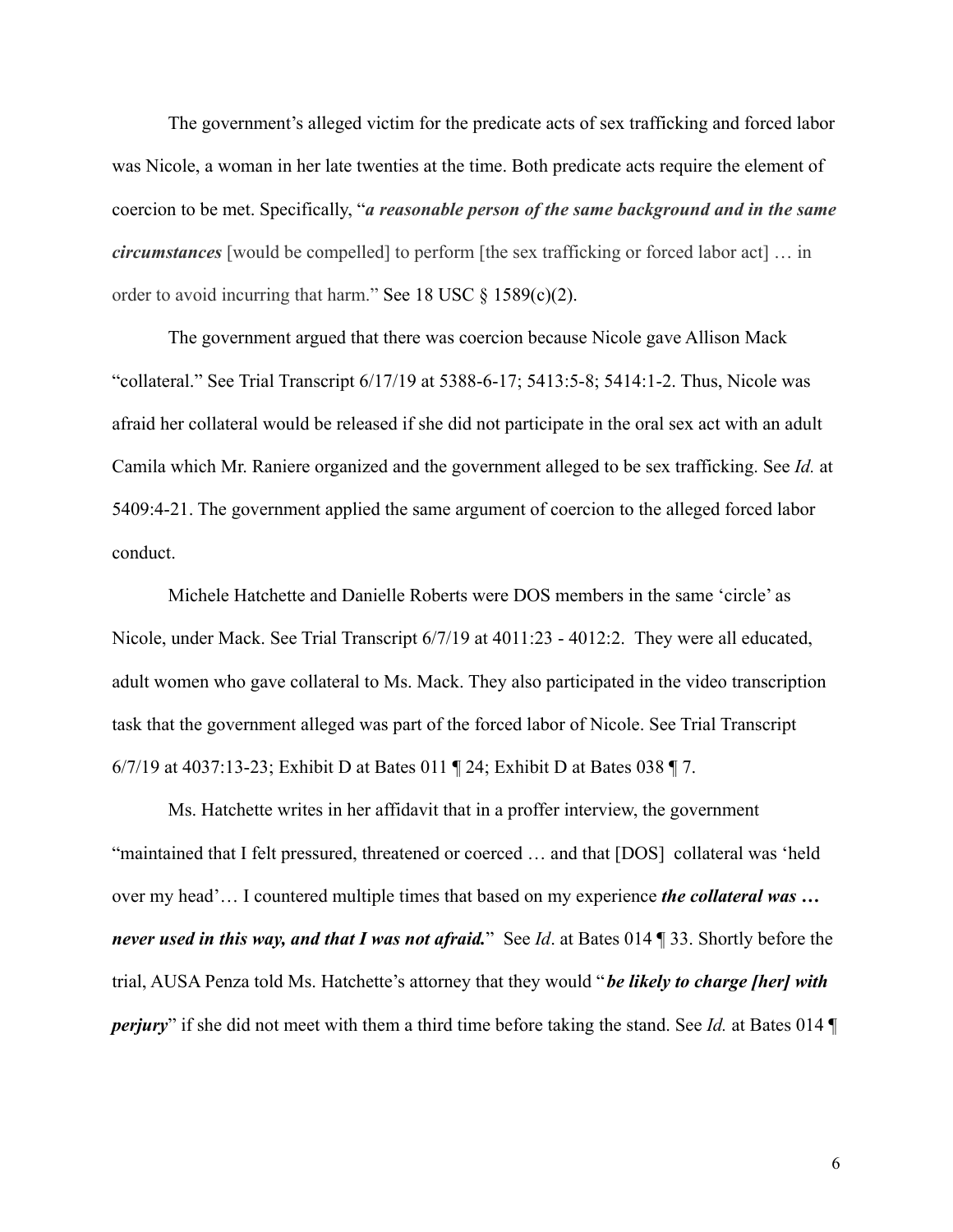The government's alleged victim for the predicate acts of sex trafficking and forced labor was Nicole, a woman in her late twenties at the time. Both predicate acts require the element of coercion to be met. Specifically, "***a reasonable person of the same background and in the same circumstances*** [would be compelled] to perform [the sex trafficking or forced labor act] … in order to avoid incurring that harm." See 18 USC § 1589(c)(2).

The government argued that there was coercion because Nicole gave Allison Mack "collateral." See Trial Transcript 6/17/19 at 5388-6-17; 5413:5-8; 5414:1-2. Thus, Nicole was afraid her collateral would be released if she did not participate in the oral sex act with an adult Camila which Mr. Raniere organized and the government alleged to be sex trafficking. See *Id.* at 5409:4-21. The government applied the same argument of coercion to the alleged forced labor conduct.

Michele Hatchette and Danielle Roberts were DOS members in the same 'circle' as Nicole, under Mack. See Trial Transcript 6/7/19 at 4011:23 - 4012:2. They were all educated, adult women who gave collateral to Ms. Mack. They also participated in the video transcription task that the government alleged was part of the forced labor of Nicole. See Trial Transcript 6/7/19 at 4037:13-23; Exhibit D at Bates 011 ¶ 24; Exhibit D at Bates 038 ¶ 7.

Ms. Hatchette writes in her affidavit that in a proffer interview, the government "maintained that I felt pressured, threatened or coerced … and that [DOS] collateral was 'held over my head'… I countered multiple times that based on my experience ***the collateral was … never used in this way, and that I was not afraid.***" See *Id*. at Bates 014 ¶ 33. Shortly before the trial, AUSA Penza told Ms. Hatchette's attorney that they would "***be likely to charge [her] with perjury***" if she did not meet with them a third time before taking the stand. See *Id.* at Bates 014 ¶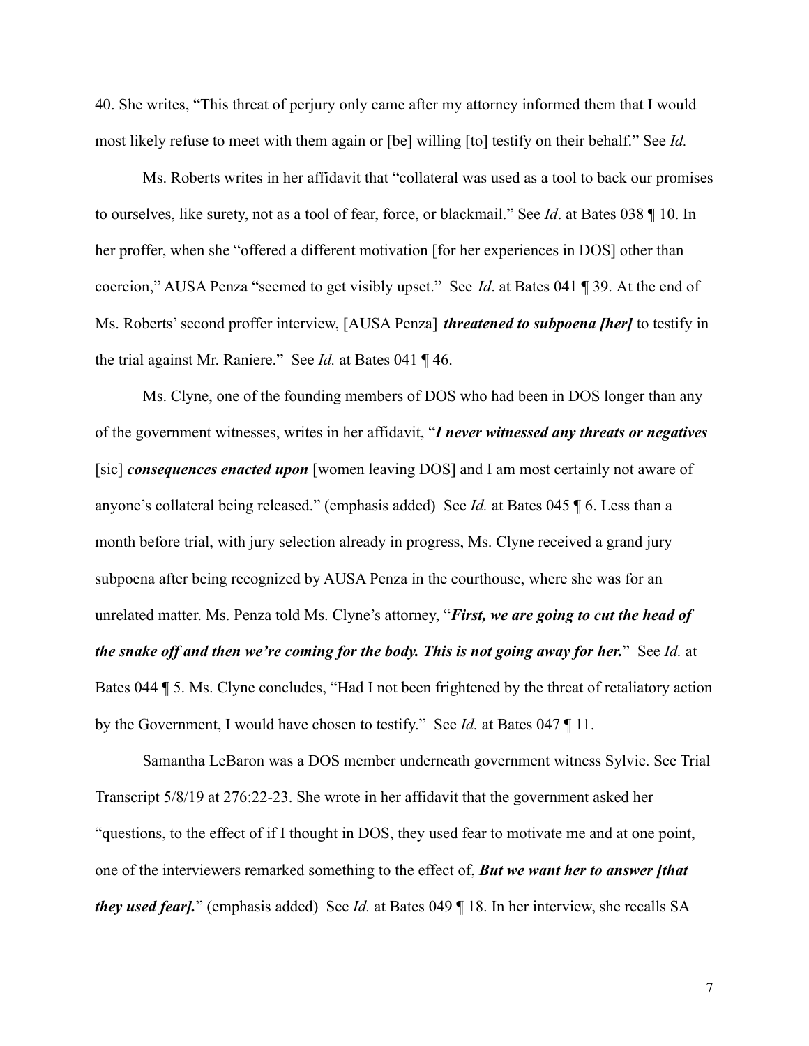40. She writes, "This threat of perjury only came after my attorney informed them that I would most likely refuse to meet with them again or [be] willing [to] testify on their behalf." See *Id.*

Ms. Roberts writes in her affidavit that "collateral was used as a tool to back our promises to ourselves, like surety, not as a tool of fear, force, or blackmail." See *Id*. at Bates 038 ¶ 10. In her proffer, when she "offered a different motivation [for her experiences in DOS] other than coercion," AUSA Penza "seemed to get visibly upset." See *Id*. at Bates 041 ¶ 39. At the end of Ms. Roberts' second proffer interview, [AUSA Penza] ***threatened to subpoena [her]*** to testify in the trial against Mr. Raniere." See *Id.* at Bates 041 ¶ 46.

Ms. Clyne, one of the founding members of DOS who had been in DOS longer than any of the government witnesses, writes in her affidavit, "***I never witnessed any threats or negatives*** [sic] ***consequences enacted upon*** [women leaving DOS] and I am most certainly not aware of anyone's collateral being released." (emphasis added) See *Id.* at Bates 045 ¶ 6. Less than a month before trial, with jury selection already in progress, Ms. Clyne received a grand jury subpoena after being recognized by AUSA Penza in the courthouse, where she was for an unrelated matter. Ms. Penza told Ms. Clyne's attorney, "***First, we are going to cut the head of the snake off and then we're coming for the body. This is not going away for her.***" See *Id.* at Bates 044 ¶ 5. Ms. Clyne concludes, "Had I not been frightened by the threat of retaliatory action by the Government, I would have chosen to testify." See *Id.* at Bates 047 ¶ 11.

Samantha LeBaron was a DOS member underneath government witness Sylvie. See Trial Transcript 5/8/19 at 276:22-23. She wrote in her affidavit that the government asked her "questions, to the effect of if I thought in DOS, they used fear to motivate me and at one point, one of the interviewers remarked something to the effect of, ***But we want her to answer [that they used fear].***" (emphasis added) See *Id.* at Bates 049 ¶ 18. In her interview, she recalls SA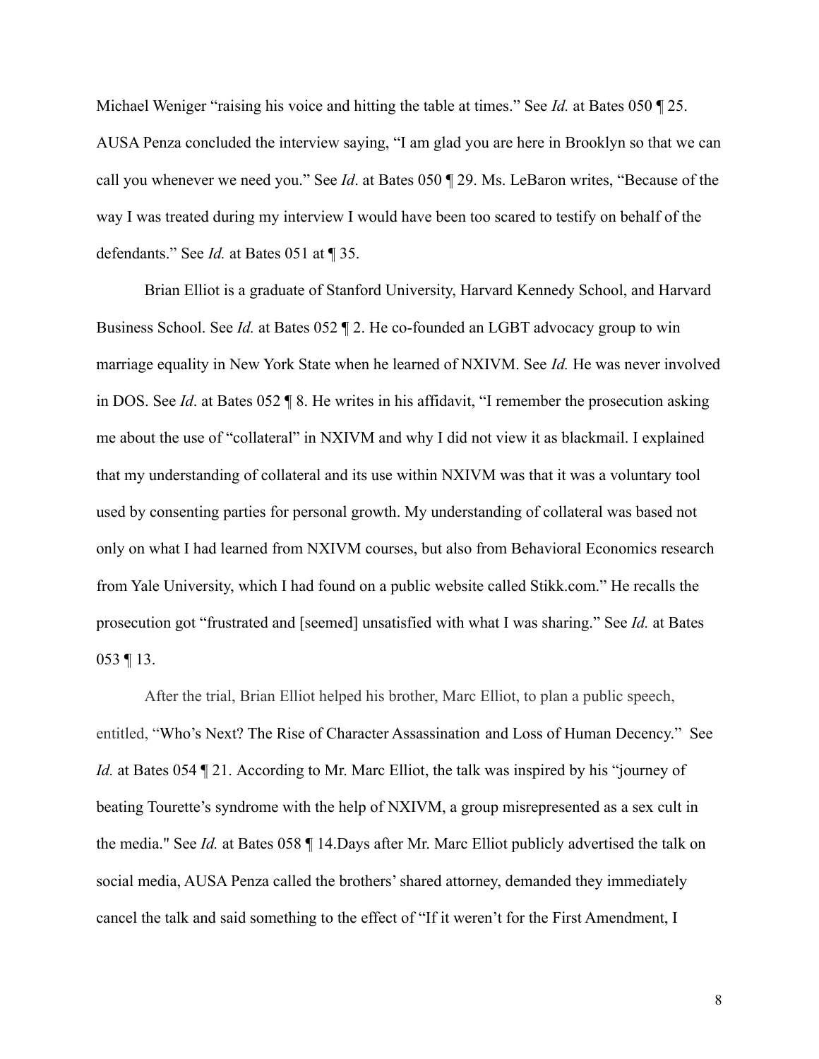Michael Weniger "raising his voice and hitting the table at times." See *Id.* at Bates 050 ¶ 25. AUSA Penza concluded the interview saying, "I am glad you are here in Brooklyn so that we can call you whenever we need you." See *Id*. at Bates 050 ¶ 29. Ms. LeBaron writes, "Because of the way I was treated during my interview I would have been too scared to testify on behalf of the defendants." See *Id.* at Bates 051 at ¶ 35.

Brian Elliot is a graduate of Stanford University, Harvard Kennedy School, and Harvard Business School. See *Id.* at Bates 052 ¶ 2. He co-founded an LGBT advocacy group to win marriage equality in New York State when he learned of NXIVM. See *Id.* He was never involved in DOS. See *Id*. at Bates 052 ¶ 8. He writes in his affidavit, "I remember the prosecution asking me about the use of "collateral" in NXIVM and why I did not view it as blackmail. I explained that my understanding of collateral and its use within NXIVM was that it was a voluntary tool used by consenting parties for personal growth. My understanding of collateral was based not only on what I had learned from NXIVM courses, but also from Behavioral Economics research from Yale University, which I had found on a public website called Stikk.com." He recalls the prosecution got "frustrated and [seemed] unsatisfied with what I was sharing." See *Id.* at Bates 053 ¶ 13.

After the trial, Brian Elliot helped his brother, Marc Elliot, to plan a public speech, entitled, "Who's Next? The Rise of Character Assassination and Loss of Human Decency." See *Id.* at Bates 054 ¶ 21. According to Mr. Marc Elliot, the talk was inspired by his "journey of beating Tourette's syndrome with the help of NXIVM, a group misrepresented as a sex cult in the media." See *Id.* at Bates 058 ¶ 14.Days after Mr. Marc Elliot publicly advertised the talk on social media, AUSA Penza called the brothers' shared attorney, demanded they immediately cancel the talk and said something to the effect of "If it weren't for the First Amendment, I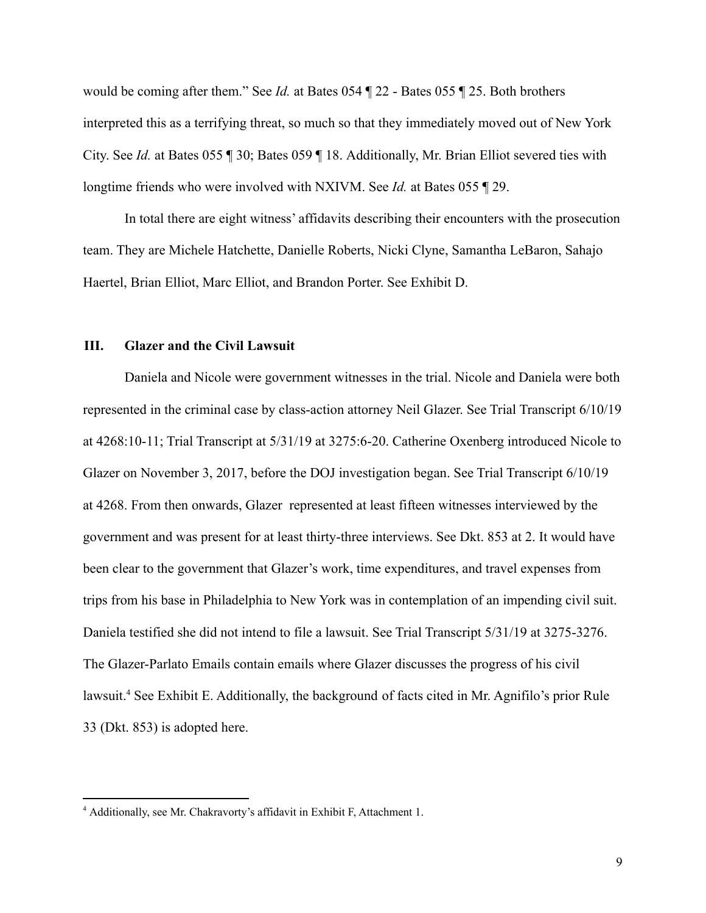would be coming after them." See *Id.* at Bates 054 ¶ 22 - Bates 055 ¶ 25. Both brothers interpreted this as a terrifying threat, so much so that they immediately moved out of New York City. See *Id.* at Bates 055 ¶ 30; Bates 059 ¶ 18. Additionally, Mr. Brian Elliot severed ties with longtime friends who were involved with NXIVM. See *Id.* at Bates 055 ¶ 29.

In total there are eight witness' affidavits describing their encounters with the prosecution team. They are Michele Hatchette, Danielle Roberts, Nicki Clyne, Samantha LeBaron, Sahajo Haertel, Brian Elliot, Marc Elliot, and Brandon Porter. See Exhibit D.

## III. Glazer and the Civil Lawsuit

Daniela and Nicole were government witnesses in the trial. Nicole and Daniela were both represented in the criminal case by class-action attorney Neil Glazer. See Trial Transcript 6/10/19 at 4268:10-11; Trial Transcript at 5/31/19 at 3275:6-20. Catherine Oxenberg introduced Nicole to Glazer on November 3, 2017, before the DOJ investigation began. See Trial Transcript 6/10/19 at 4268. From then onwards, Glazer represented at least fifteen witnesses interviewed by the government and was present for at least thirty-three interviews. See Dkt. 853 at 2. It would have been clear to the government that Glazer's work, time expenditures, and travel expenses from trips from his base in Philadelphia to New York was in contemplation of an impending civil suit. Daniela testified she did not intend to file a lawsuit. See Trial Transcript 5/31/19 at 3275-3276. The Glazer-Parlato Emails contain emails where Glazer discusses the progress of his civil lawsuit.[4] See Exhibit E. Additionally, the background of facts cited in Mr. Agnifilo's prior Rule 33 (Dkt. 853) is adopted here.

---

[4] Additionally, see Mr. Chakravorty's affidavit in Exhibit F, Attachment 1.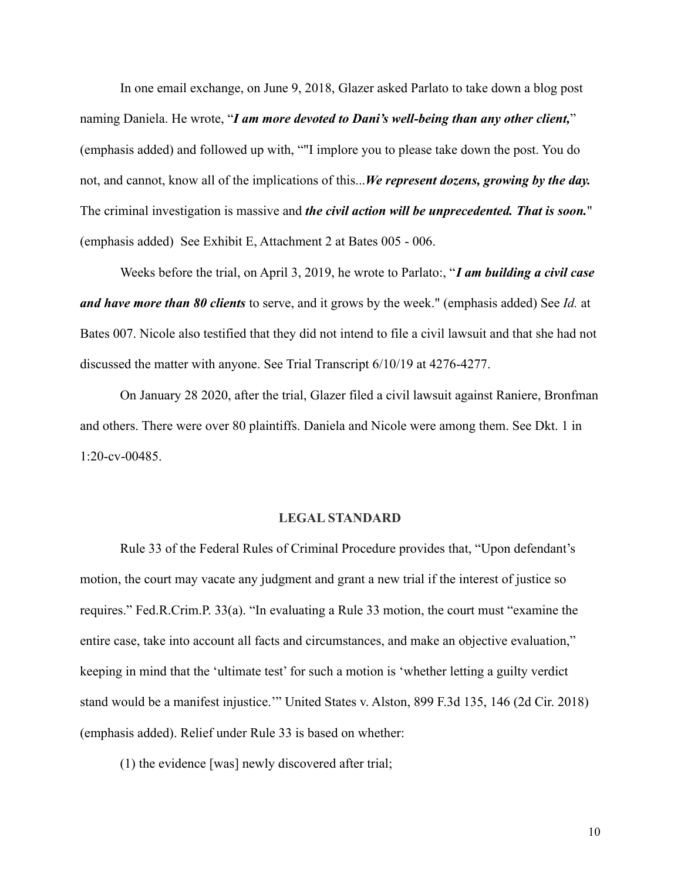In one email exchange, on June 9, 2018, Glazer asked Parlato to take down a blog post naming Daniela. He wrote, "***I am more devoted to Dani's well-being than any other client,***" (emphasis added) and followed up with, ""I implore you to please take down the post. You do not, and cannot, know all of the implications of this...***We represent dozens, growing by the day.*** The criminal investigation is massive and ***the civil action will be unprecedented. That is soon.***" (emphasis added) See Exhibit E, Attachment 2 at Bates 005 - 006.

Weeks before the trial, on April 3, 2019, he wrote to Parlato:, "***I am building a civil case and have more than 80 clients*** to serve, and it grows by the week." (emphasis added) See *Id.* at Bates 007. Nicole also testified that they did not intend to file a civil lawsuit and that she had not discussed the matter with anyone. See Trial Transcript 6/10/19 at 4276-4277.

On January 28 2020, after the trial, Glazer filed a civil lawsuit against Raniere, Bronfman and others. There were over 80 plaintiffs. Daniela and Nicole were among them. See Dkt. 1 in 1:20-cv-00485.

## LEGAL STANDARD

Rule 33 of the Federal Rules of Criminal Procedure provides that, "Upon defendant's motion, the court may vacate any judgment and grant a new trial if the interest of justice so requires." Fed.R.Crim.P. 33(a). "In evaluating a Rule 33 motion, the court must "examine the entire case, take into account all facts and circumstances, and make an objective evaluation," keeping in mind that the 'ultimate test' for such a motion is 'whether letting a guilty verdict stand would be a manifest injustice.'" United States v. Alston, 899 F.3d 135, 146 (2d Cir. 2018) (emphasis added). Relief under Rule 33 is based on whether:

(1) the evidence [was] newly discovered after trial;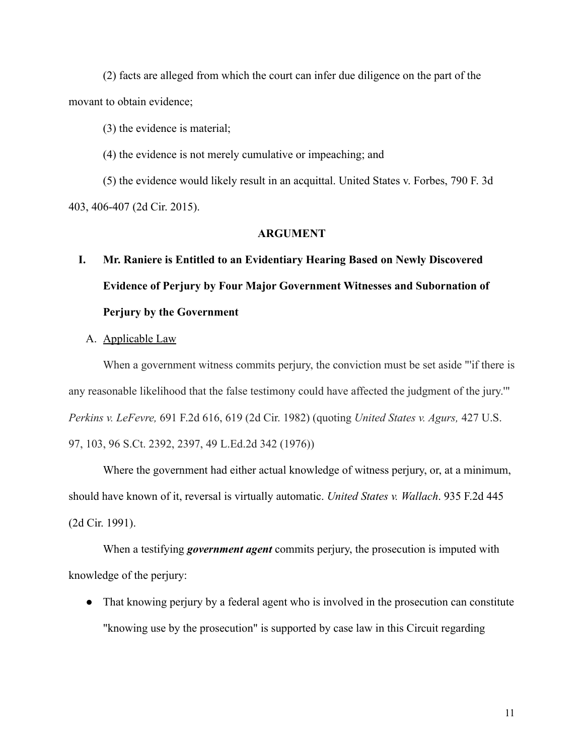(2) facts are alleged from which the court can infer due diligence on the part of the movant to obtain evidence;

(3) the evidence is material;

(4) the evidence is not merely cumulative or impeaching; and

(5) the evidence would likely result in an acquittal. United States v. Forbes, 790 F. 3d 403, 406-407 (2d Cir. 2015).

## ARGUMENT

### I. Mr. Raniere is Entitled to an Evidentiary Hearing Based on Newly Discovered Evidence of Perjury by Four Major Government Witnesses and Subornation of Perjury by the Government

#### A. Applicable Law

When a government witness commits perjury, the conviction must be set aside "'if there is any reasonable likelihood that the false testimony could have affected the judgment of the jury.'" *Perkins v. LeFevre,* 691 F.2d 616, 619 (2d Cir. 1982) (quoting *United States v. Agurs,* 427 U.S. 97, 103, 96 S.Ct. 2392, 2397, 49 L.Ed.2d 342 (1976))

Where the government had either actual knowledge of witness perjury, or, at a minimum, should have known of it, reversal is virtually automatic. *United States v. Wallach*. 935 F.2d 445 (2d Cir. 1991).

When a testifying ***government agent*** commits perjury, the prosecution is imputed with knowledge of the perjury:

- That knowing perjury by a federal agent who is involved in the prosecution can constitute "knowing use by the prosecution" is supported by case law in this Circuit regarding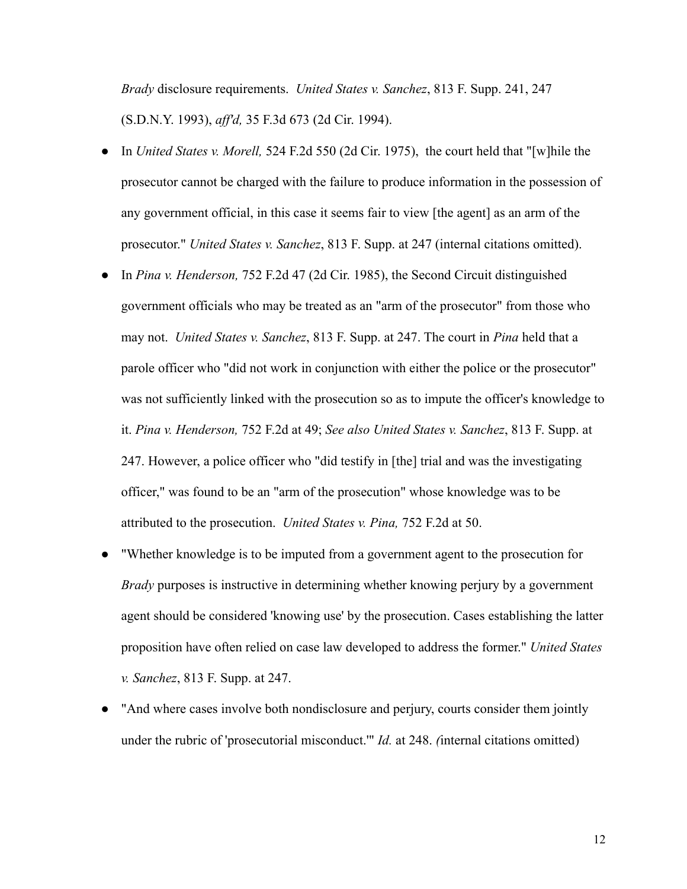*Brady* disclosure requirements. *United States v. Sanchez*, 813 F. Supp. 241, 247 (S.D.N.Y. 1993), *aff'd,* 35 F.3d 673 (2d Cir. 1994).

- In *United States v. Morell,* 524 F.2d 550 (2d Cir. 1975), the court held that "[w]hile the prosecutor cannot be charged with the failure to produce information in the possession of any government official, in this case it seems fair to view [the agent] as an arm of the prosecutor." *United States v. Sanchez*, 813 F. Supp. at 247 (internal citations omitted).
- In *Pina v. Henderson,* 752 F.2d 47 (2d Cir. 1985), the Second Circuit distinguished government officials who may be treated as an "arm of the prosecutor" from those who may not. *United States v. Sanchez*, 813 F. Supp. at 247. The court in *Pina* held that a parole officer who "did not work in conjunction with either the police or the prosecutor" was not sufficiently linked with the prosecution so as to impute the officer's knowledge to it. *Pina v. Henderson,* 752 F.2d at 49; *See also United States v. Sanchez*, 813 F. Supp. at 247. However, a police officer who "did testify in [the] trial and was the investigating officer," was found to be an "arm of the prosecution" whose knowledge was to be attributed to the prosecution. *United States v. Pina,* 752 F.2d at 50.
- "Whether knowledge is to be imputed from a government agent to the prosecution for *Brady* purposes is instructive in determining whether knowing perjury by a government agent should be considered 'knowing use' by the prosecution. Cases establishing the latter proposition have often relied on case law developed to address the former." *United States v. Sanchez*, 813 F. Supp. at 247.
- "And where cases involve both nondisclosure and perjury, courts consider them jointly under the rubric of 'prosecutorial misconduct.'" *Id.* at 248. *(*internal citations omitted)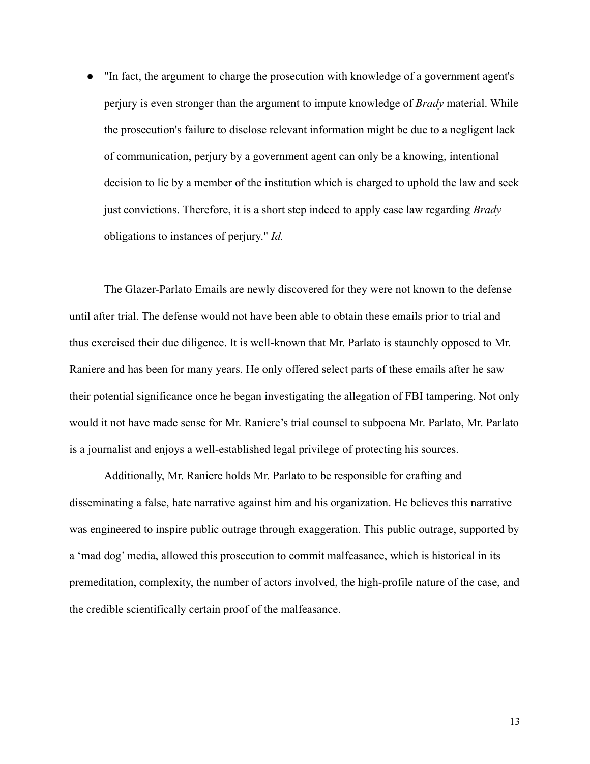- "In fact, the argument to charge the prosecution with knowledge of a government agent's perjury is even stronger than the argument to impute knowledge of *Brady* material. While the prosecution's failure to disclose relevant information might be due to a negligent lack of communication, perjury by a government agent can only be a knowing, intentional decision to lie by a member of the institution which is charged to uphold the law and seek just convictions. Therefore, it is a short step indeed to apply case law regarding *Brady* obligations to instances of perjury." *Id.*

The Glazer-Parlato Emails are newly discovered for they were not known to the defense until after trial. The defense would not have been able to obtain these emails prior to trial and thus exercised their due diligence. It is well-known that Mr. Parlato is staunchly opposed to Mr. Raniere and has been for many years. He only offered select parts of these emails after he saw their potential significance once he began investigating the allegation of FBI tampering. Not only would it not have made sense for Mr. Raniere's trial counsel to subpoena Mr. Parlato, Mr. Parlato is a journalist and enjoys a well-established legal privilege of protecting his sources.

Additionally, Mr. Raniere holds Mr. Parlato to be responsible for crafting and disseminating a false, hate narrative against him and his organization. He believes this narrative was engineered to inspire public outrage through exaggeration. This public outrage, supported by a 'mad dog' media, allowed this prosecution to commit malfeasance, which is historical in its premeditation, complexity, the number of actors involved, the high-profile nature of the case, and the credible scientifically certain proof of the malfeasance.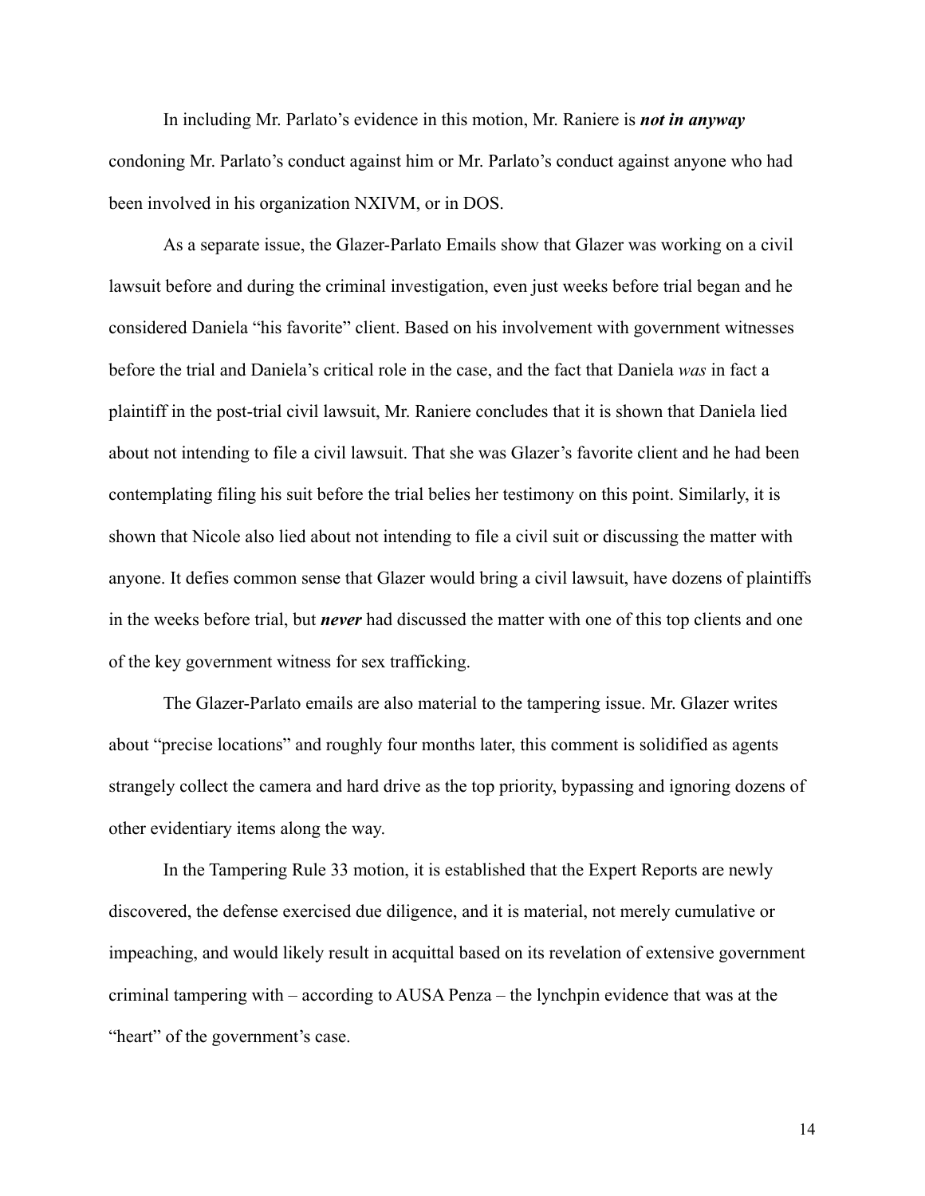In including Mr. Parlato's evidence in this motion, Mr. Raniere is ***not in anyway*** condoning Mr. Parlato's conduct against him or Mr. Parlato's conduct against anyone who had been involved in his organization NXIVM, or in DOS.

As a separate issue, the Glazer-Parlato Emails show that Glazer was working on a civil lawsuit before and during the criminal investigation, even just weeks before trial began and he considered Daniela "his favorite" client. Based on his involvement with government witnesses before the trial and Daniela's critical role in the case, and the fact that Daniela *was* in fact a plaintiff in the post-trial civil lawsuit, Mr. Raniere concludes that it is shown that Daniela lied about not intending to file a civil lawsuit. That she was Glazer's favorite client and he had been contemplating filing his suit before the trial belies her testimony on this point. Similarly, it is shown that Nicole also lied about not intending to file a civil suit or discussing the matter with anyone. It defies common sense that Glazer would bring a civil lawsuit, have dozens of plaintiffs in the weeks before trial, but ***never*** had discussed the matter with one of this top clients and one of the key government witness for sex trafficking.

The Glazer-Parlato emails are also material to the tampering issue. Mr. Glazer writes about "precise locations" and roughly four months later, this comment is solidified as agents strangely collect the camera and hard drive as the top priority, bypassing and ignoring dozens of other evidentiary items along the way.

In the Tampering Rule 33 motion, it is established that the Expert Reports are newly discovered, the defense exercised due diligence, and it is material, not merely cumulative or impeaching, and would likely result in acquittal based on its revelation of extensive government criminal tampering with – according to AUSA Penza – the lynchpin evidence that was at the "heart" of the government's case.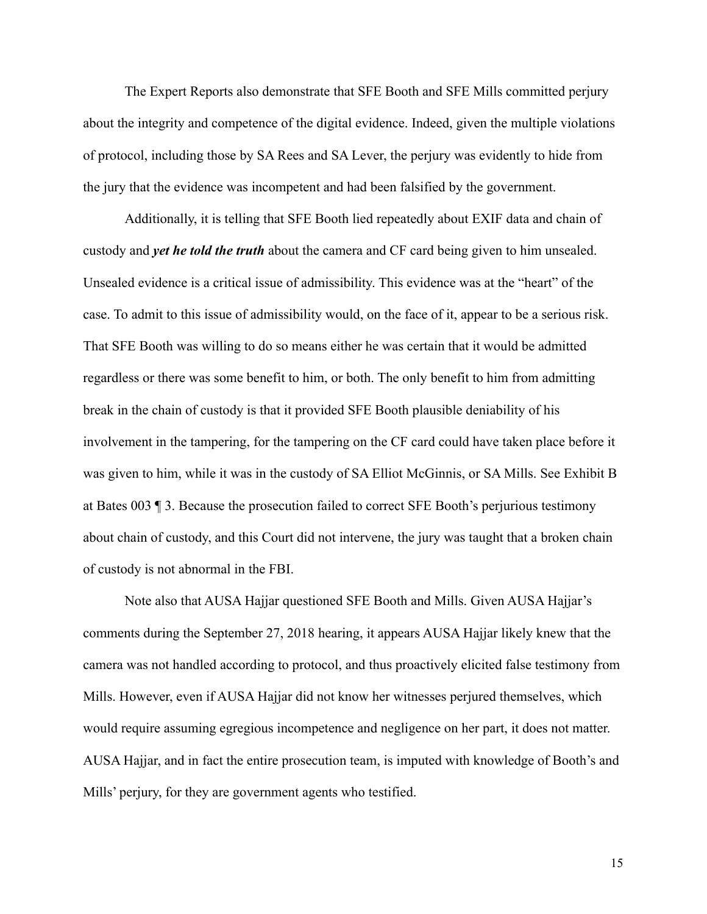The Expert Reports also demonstrate that SFE Booth and SFE Mills committed perjury about the integrity and competence of the digital evidence. Indeed, given the multiple violations of protocol, including those by SA Rees and SA Lever, the perjury was evidently to hide from the jury that the evidence was incompetent and had been falsified by the government.

Additionally, it is telling that SFE Booth lied repeatedly about EXIF data and chain of custody and ***yet he told the truth*** about the camera and CF card being given to him unsealed. Unsealed evidence is a critical issue of admissibility. This evidence was at the "heart" of the case. To admit to this issue of admissibility would, on the face of it, appear to be a serious risk. That SFE Booth was willing to do so means either he was certain that it would be admitted regardless or there was some benefit to him, or both. The only benefit to him from admitting break in the chain of custody is that it provided SFE Booth plausible deniability of his involvement in the tampering, for the tampering on the CF card could have taken place before it was given to him, while it was in the custody of SA Elliot McGinnis, or SA Mills. See Exhibit B at Bates 003 ¶ 3. Because the prosecution failed to correct SFE Booth's perjurious testimony about chain of custody, and this Court did not intervene, the jury was taught that a broken chain of custody is not abnormal in the FBI.

Note also that AUSA Hajjar questioned SFE Booth and Mills. Given AUSA Hajjar's comments during the September 27, 2018 hearing, it appears AUSA Hajjar likely knew that the camera was not handled according to protocol, and thus proactively elicited false testimony from Mills. However, even if AUSA Hajjar did not know her witnesses perjured themselves, which would require assuming egregious incompetence and negligence on her part, it does not matter. AUSA Hajjar, and in fact the entire prosecution team, is imputed with knowledge of Booth's and Mills' perjury, for they are government agents who testified.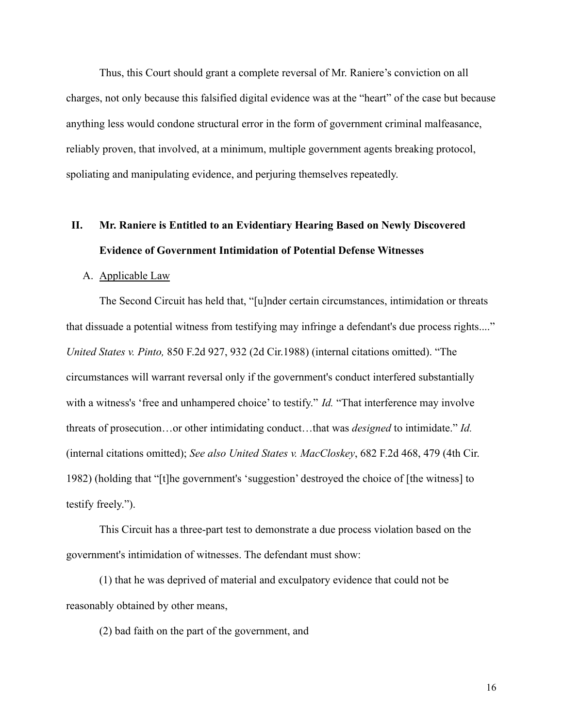Thus, this Court should grant a complete reversal of Mr. Raniere's conviction on all charges, not only because this falsified digital evidence was at the "heart" of the case but because anything less would condone structural error in the form of government criminal malfeasance, reliably proven, that involved, at a minimum, multiple government agents breaking protocol, spoliating and manipulating evidence, and perjuring themselves repeatedly.

## II. Mr. Raniere is Entitled to an Evidentiary Hearing Based on Newly Discovered Evidence of Government Intimidation of Potential Defense Witnesses

### A. Applicable Law

The Second Circuit has held that, "[u]nder certain circumstances, intimidation or threats that dissuade a potential witness from testifying may infringe a defendant's due process rights...." *United States v. Pinto,* 850 F.2d 927, 932 (2d Cir.1988) (internal citations omitted). "The circumstances will warrant reversal only if the government's conduct interfered substantially with a witness's 'free and unhampered choice' to testify." *Id.* "That interference may involve threats of prosecution…or other intimidating conduct…that was *designed* to intimidate." *Id.* (internal citations omitted); *See also United States v. MacCloskey*, 682 F.2d 468, 479 (4th Cir. 1982) (holding that "[t]he government's 'suggestion' destroyed the choice of [the witness] to testify freely.").

This Circuit has a three-part test to demonstrate a due process violation based on the government's intimidation of witnesses. The defendant must show:

(1) that he was deprived of material and exculpatory evidence that could not be reasonably obtained by other means,

(2) bad faith on the part of the government, and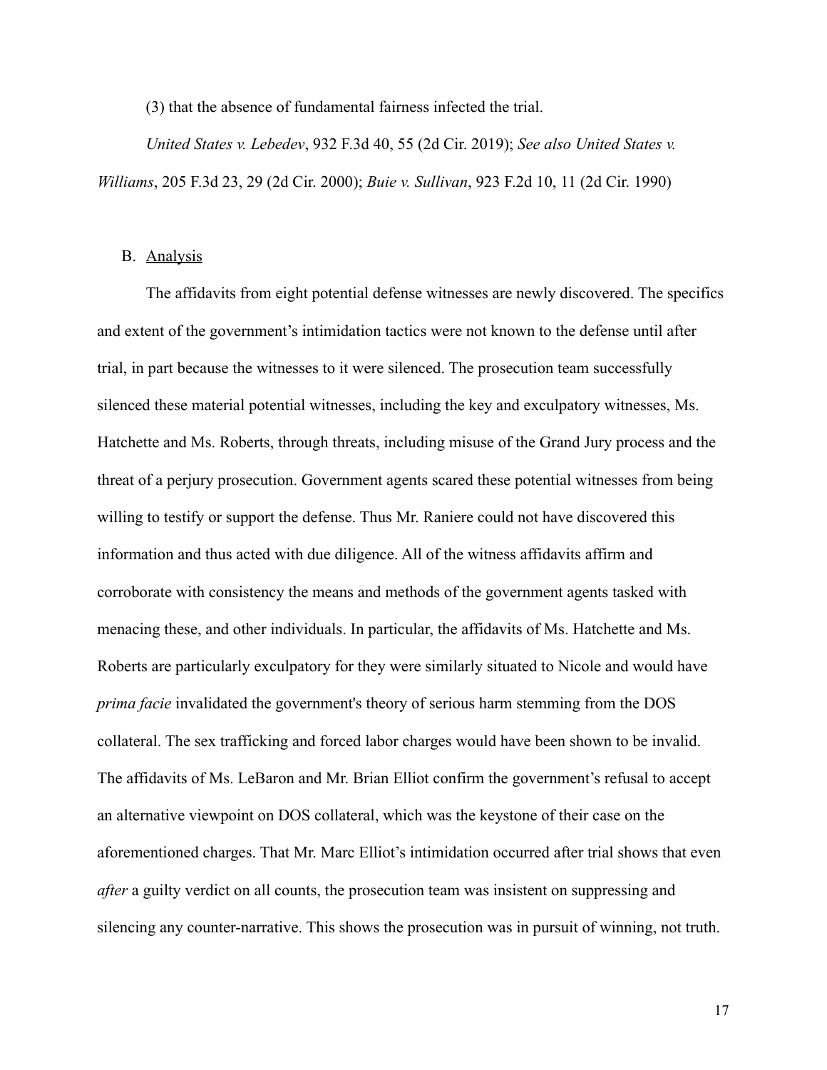(3) that the absence of fundamental fairness infected the trial.

*United States v. Lebedev*, 932 F.3d 40, 55 (2d Cir. 2019); *See also United States v. Williams*, 205 F.3d 23, 29 (2d Cir. 2000); *Buie v. Sullivan*, 923 F.2d 10, 11 (2d Cir. 1990)

## B. Analysis

The affidavits from eight potential defense witnesses are newly discovered. The specifics and extent of the government's intimidation tactics were not known to the defense until after trial, in part because the witnesses to it were silenced. The prosecution team successfully silenced these material potential witnesses, including the key and exculpatory witnesses, Ms. Hatchette and Ms. Roberts, through threats, including misuse of the Grand Jury process and the threat of a perjury prosecution. Government agents scared these potential witnesses from being willing to testify or support the defense. Thus Mr. Raniere could not have discovered this information and thus acted with due diligence. All of the witness affidavits affirm and corroborate with consistency the means and methods of the government agents tasked with menacing these, and other individuals. In particular, the affidavits of Ms. Hatchette and Ms. Roberts are particularly exculpatory for they were similarly situated to Nicole and would have *prima facie* invalidated the government's theory of serious harm stemming from the DOS collateral. The sex trafficking and forced labor charges would have been shown to be invalid. The affidavits of Ms. LeBaron and Mr. Brian Elliot confirm the government's refusal to accept an alternative viewpoint on DOS collateral, which was the keystone of their case on the aforementioned charges. That Mr. Marc Elliot's intimidation occurred after trial shows that even *after* a guilty verdict on all counts, the prosecution team was insistent on suppressing and silencing any counter-narrative. This shows the prosecution was in pursuit of winning, not truth.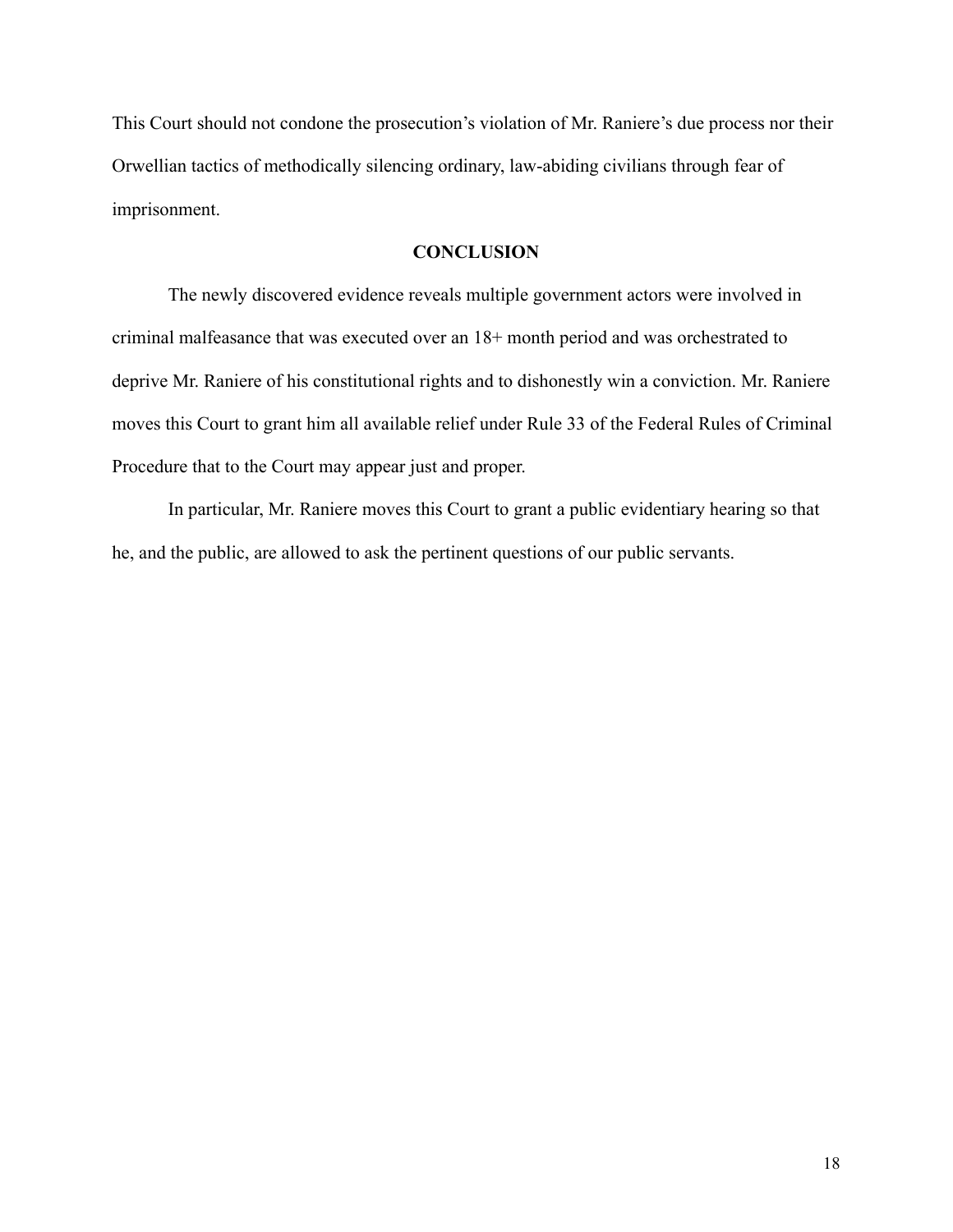This Court should not condone the prosecution's violation of Mr. Raniere's due process nor their Orwellian tactics of methodically silencing ordinary, law-abiding civilians through fear of imprisonment.

## CONCLUSION

The newly discovered evidence reveals multiple government actors were involved in criminal malfeasance that was executed over an 18+ month period and was orchestrated to deprive Mr. Raniere of his constitutional rights and to dishonestly win a conviction. Mr. Raniere moves this Court to grant him all available relief under Rule 33 of the Federal Rules of Criminal Procedure that to the Court may appear just and proper.

In particular, Mr. Raniere moves this Court to grant a public evidentiary hearing so that he, and the public, are allowed to ask the pertinent questions of our public servants.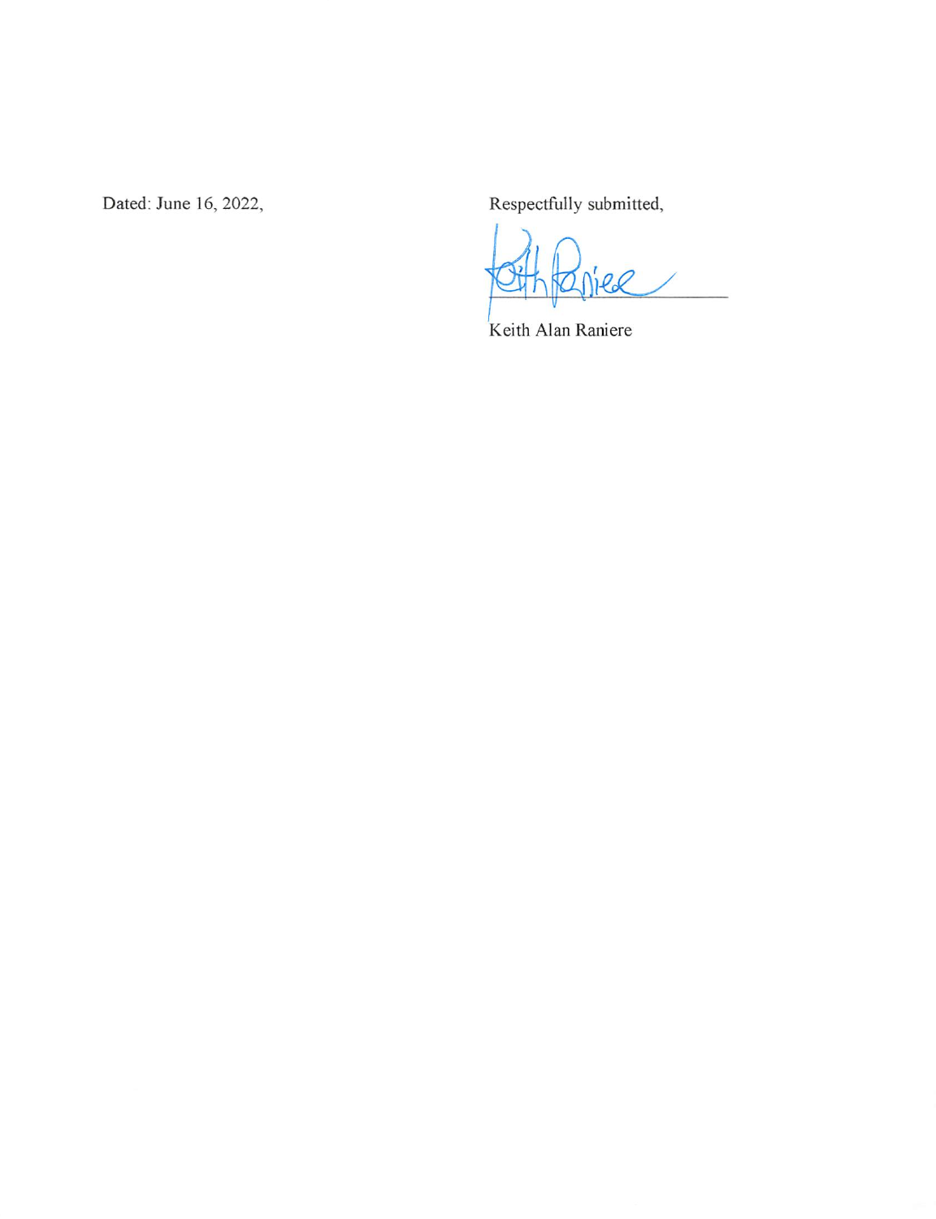Dated: June 16, 2022,

Respectfully submitted,

Keith Alan Raniere